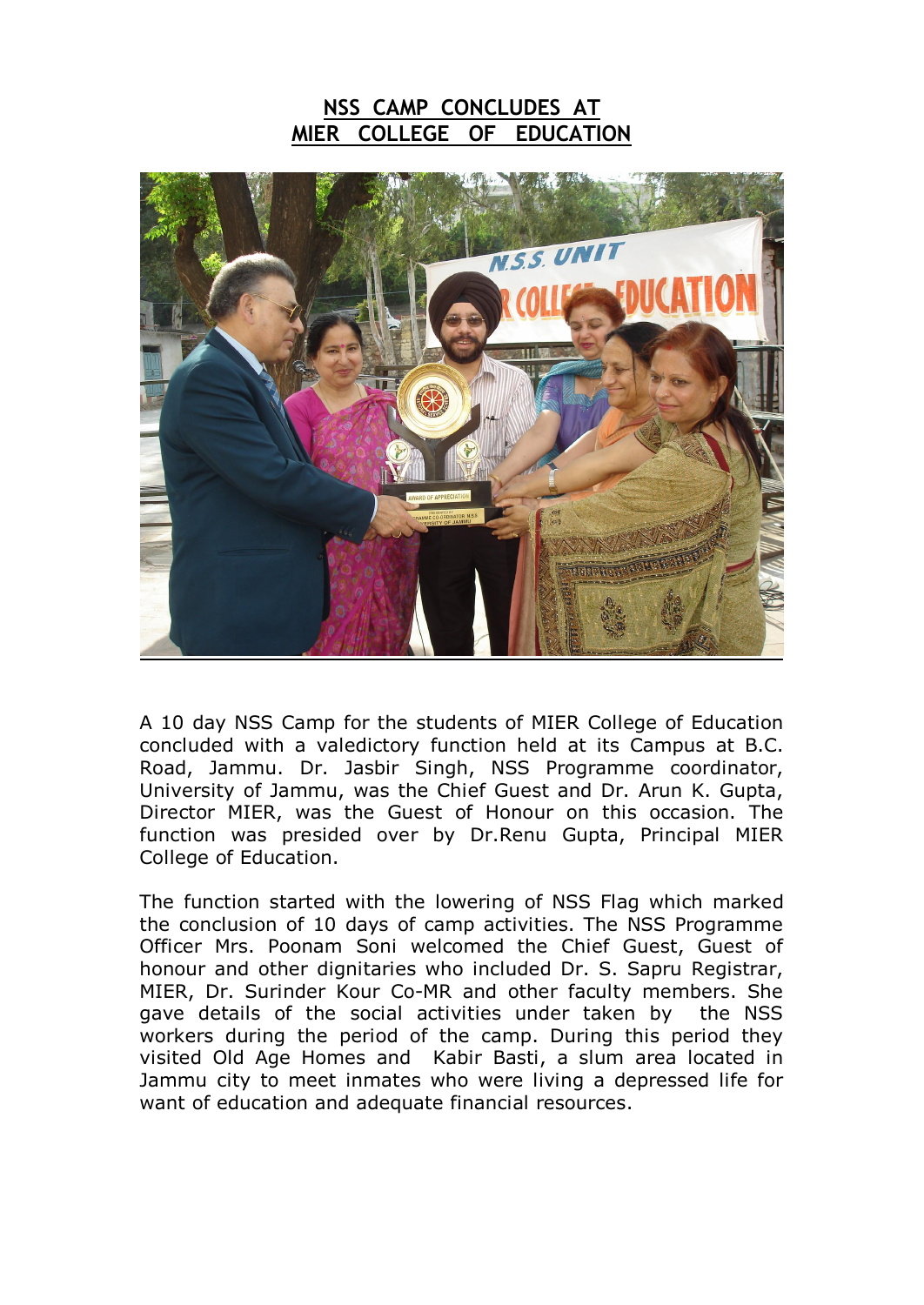# NSS CAMP CONCLUDES AT MIER COLLEGE OF EDUCATION

A 10 day NSS Camp for the students of MIER College of Education concluded with a valedictory function held at its Campus at B.C. Road, Jammu. Dr. Jasbir Singh, NSS Programme coordinator, University of Jammu, was the Chief Guest and Dr. Arun K. Gupta, Director MIER, was the Guest of Honour on this occasion. The function was presided over by Dr.Renu Gupta, Principal MIER College of Education.

The function started with the lowering of NSS Flag which marked the conclusion of 10 days of camp activities. The NSS Programme Officer Mrs. Poonam Soni welcomed the Chief Guest, Guest of honour and other dignitaries who included Dr. S. Sapru Registrar, MIER, Dr. Surinder Kour Co-MR and other faculty members. She gave details of the social activities under taken by the NSS workers during the period of the camp. During this period they visited Old Age Homes and Kabir Basti, a slum area located in Jammu city to meet inmates who were living a depressed life for want of education and adequate financial resources.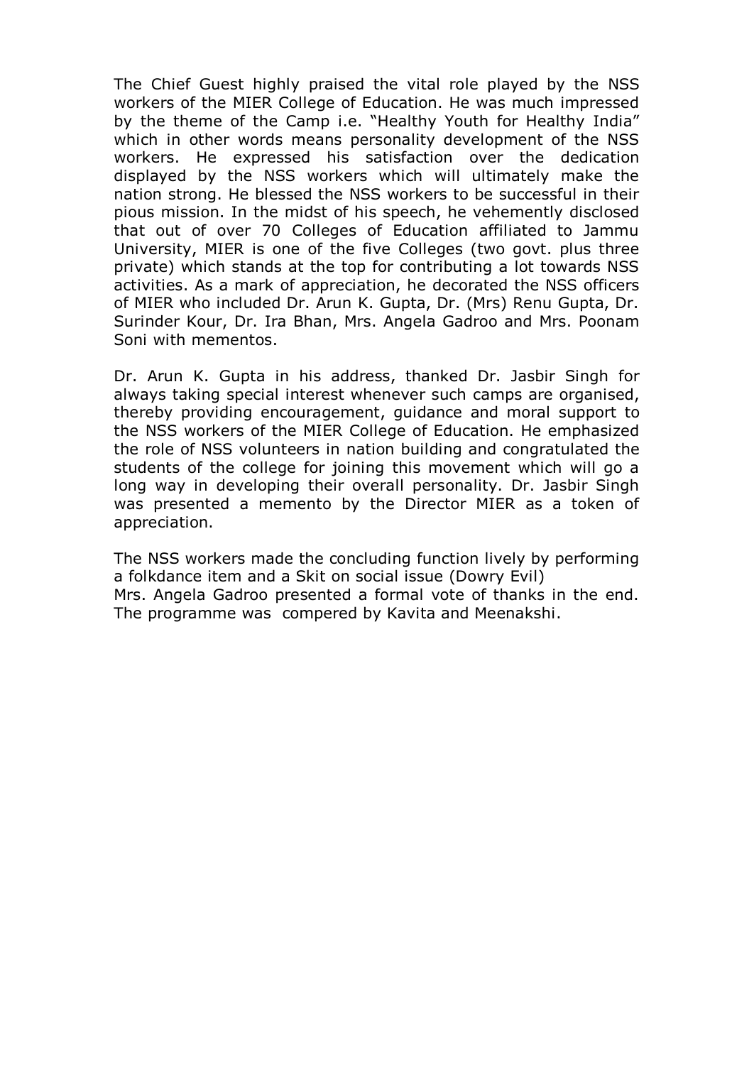The Chief Guest highly praised the vital role played by the NSS workers of the MIER College of Education. He was much impressed by the theme of the Camp i.e. "Healthy Youth for Healthy India" which in other words means personality development of the NSS workers. He expressed his satisfaction over the dedication displayed by the NSS workers which will ultimately make the nation strong. He blessed the NSS workers to be successful in their pious mission. In the midst of his speech, he vehemently disclosed that out of over 70 Colleges of Education affiliated to Jammu University, MIER is one of the five Colleges (two govt. plus three private) which stands at the top for contributing a lot towards NSS activities. As a mark of appreciation, he decorated the NSS officers of MIER who included Dr. Arun K. Gupta, Dr. (Mrs) Renu Gupta, Dr. Surinder Kour, Dr. Ira Bhan, Mrs. Angela Gadroo and Mrs. Poonam Soni with mementos.

Dr. Arun K. Gupta in his address, thanked Dr. Jasbir Singh for always taking special interest whenever such camps are organised, thereby providing encouragement, guidance and moral support to the NSS workers of the MIER College of Education. He emphasized the role of NSS volunteers in nation building and congratulated the students of the college for joining this movement which will go a long way in developing their overall personality. Dr. Jasbir Singh was presented a memento by the Director MIER as a token of appreciation.

The NSS workers made the concluding function lively by performing a folkdance item and a Skit on social issue (Dowry Evil)
Mrs. Angela Gadroo presented a formal vote of thanks in the end. The programme was compered by Kavita and Meenakshi.